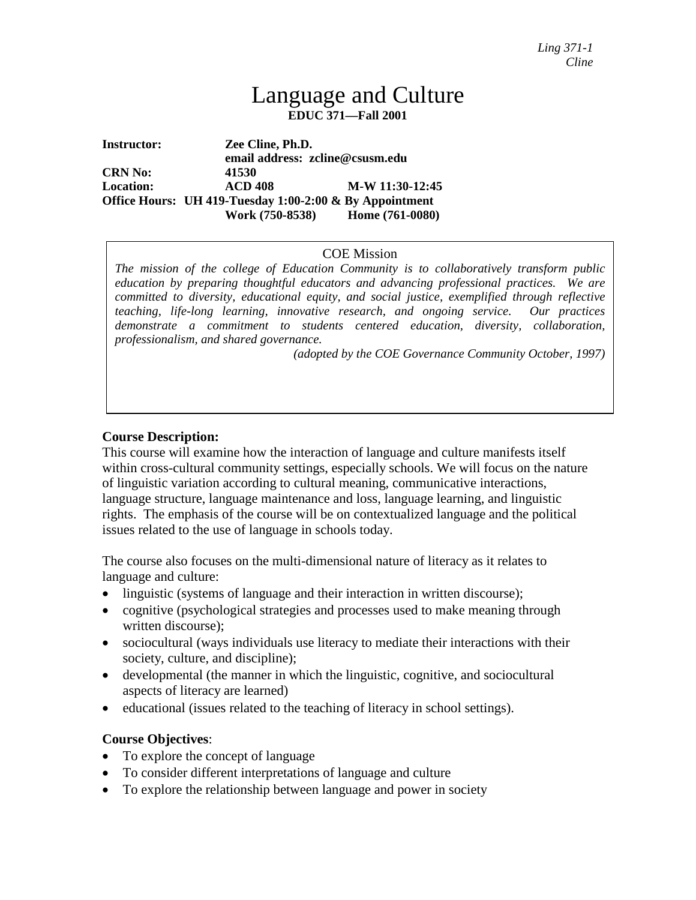*Ling 371-1*
*Cline*

# Language and Culture

**EDUC 371—Fall 2001**

**Instructor:** **Zee Cline, Ph.D.**
**email address: zcline@csusm.edu**
**CRN No:** **41530**
**Location:** **ACD 408** **M-W 11:30-12:45**
**Office Hours:** **UH 419-Tuesday 1:00-2:00 & By Appointment**
**Work (750-8538)** **Home (761-0080)**

COE Mission

*The mission of the college of Education Community is to collaboratively transform public education by preparing thoughtful educators and advancing professional practices. We are committed to diversity, educational equity, and social justice, exemplified through reflective teaching, life-long learning, innovative research, and ongoing service. Our practices demonstrate a commitment to students centered education, diversity, collaboration, professionalism, and shared governance.*

*(adopted by the COE Governance Community October, 1997)*

### Course Description:

This course will examine how the interaction of language and culture manifests itself within cross-cultural community settings, especially schools. We will focus on the nature of linguistic variation according to cultural meaning, communicative interactions, language structure, language maintenance and loss, language learning, and linguistic rights. The emphasis of the course will be on contextualized language and the political issues related to the use of language in schools today.

The course also focuses on the multi-dimensional nature of literacy as it relates to language and culture:

- linguistic (systems of language and their interaction in written discourse);
- cognitive (psychological strategies and processes used to make meaning through written discourse);
- sociocultural (ways individuals use literacy to mediate their interactions with their society, culture, and discipline);
- developmental (the manner in which the linguistic, cognitive, and sociocultural aspects of literacy are learned)
- educational (issues related to the teaching of literacy in school settings).

### Course Objectives:

- To explore the concept of language
- To consider different interpretations of language and culture
- To explore the relationship between language and power in society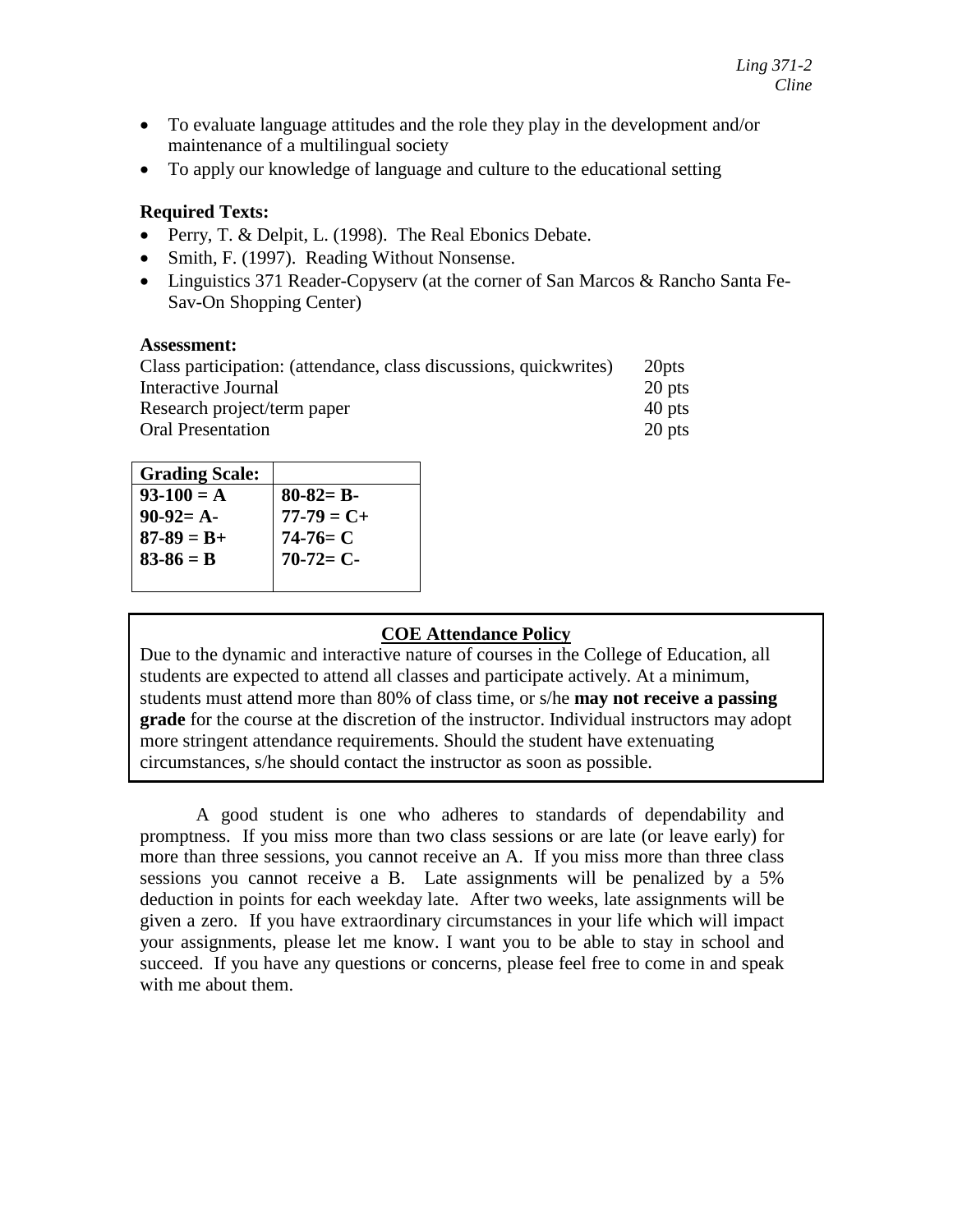- To evaluate language attitudes and the role they play in the development and/or maintenance of a multilingual society
- To apply our knowledge of language and culture to the educational setting

**Required Texts:**

- Perry, T. & Delpit, L. (1998). The Real Ebonics Debate.
- Smith, F. (1997). Reading Without Nonsense.
- Linguistics 371 Reader-Copyserv (at the corner of San Marcos & Rancho Santa Fe-Sav-On Shopping Center)

**Assessment:**

| | |
|---|---|
| Class participation: (attendance, class discussions, quickwrites) | 20pts |
| Interactive Journal | 20 pts |
| Research project/term paper | 40 pts |
| Oral Presentation | 20 pts |

| **Grading Scale:** | |
|---|---|
| **93-100 = A** | **80-82= B-** |
| **90-92= A-** | **77-79 = C+** |
| **87-89 = B+** | **74-76= C** |
| **83-86 = B** | **70-72= C-** |

**COE Attendance Policy**

Due to the dynamic and interactive nature of courses in the College of Education, all students are expected to attend all classes and participate actively. At a minimum, students must attend more than 80% of class time, or s/he **may not receive a passing grade** for the course at the discretion of the instructor. Individual instructors may adopt more stringent attendance requirements. Should the student have extenuating circumstances, s/he should contact the instructor as soon as possible.

A good student is one who adheres to standards of dependability and promptness. If you miss more than two class sessions or are late (or leave early) for more than three sessions, you cannot receive an A. If you miss more than three class sessions you cannot receive a B. Late assignments will be penalized by a 5% deduction in points for each weekday late. After two weeks, late assignments will be given a zero. If you have extraordinary circumstances in your life which will impact your assignments, please let me know. I want you to be able to stay in school and succeed. If you have any questions or concerns, please feel free to come in and speak with me about them.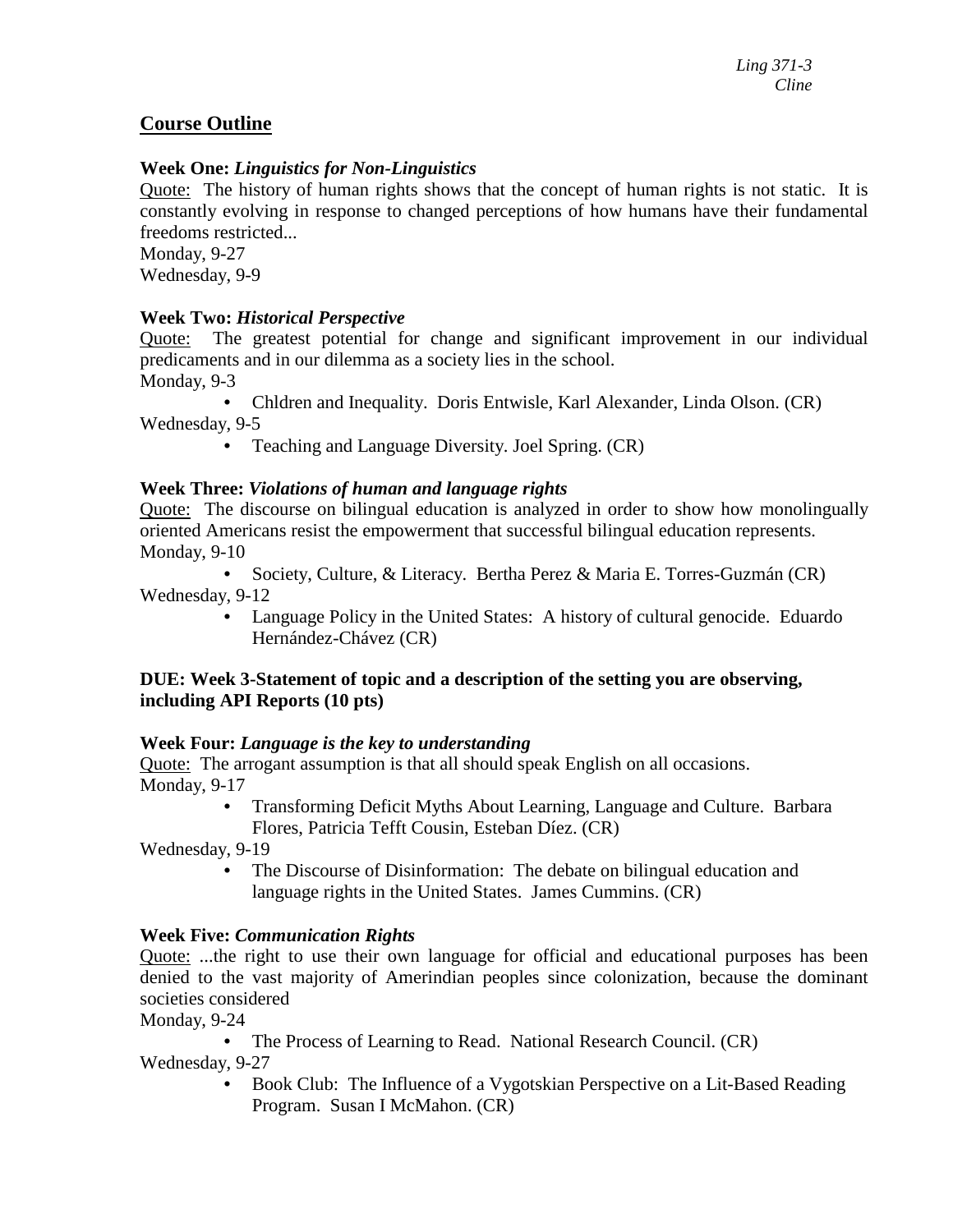## Course Outline

**Week One:** ***Linguistics for Non-Linguistics***
Quote: The history of human rights shows that the concept of human rights is not static. It is constantly evolving in response to changed perceptions of how humans have their fundamental freedoms restricted...
Monday, 9-27
Wednesday, 9-9

**Week Two:** ***Historical Perspective***
Quote: The greatest potential for change and significant improvement in our individual predicaments and in our dilemma as a society lies in the school.
Monday, 9-3

- Chldren and Inequality. Doris Entwisle, Karl Alexander, Linda Olson. (CR)

Wednesday, 9-5

- Teaching and Language Diversity. Joel Spring. (CR)

**Week Three:** ***Violations of human and language rights***
Quote: The discourse on bilingual education is analyzed in order to show how monolingually oriented Americans resist the empowerment that successful bilingual education represents.
Monday, 9-10

- Society, Culture, & Literacy. Bertha Perez & Maria E. Torres-Guzmán (CR)

Wednesday, 9-12

- Language Policy in the United States: A history of cultural genocide. Eduardo Hernández-Chávez (CR)

**DUE: Week 3-Statement of topic and a description of the setting you are observing, including API Reports (10 pts)**

**Week Four:** ***Language is the key to understanding***
Quote: The arrogant assumption is that all should speak English on all occasions.
Monday, 9-17

- Transforming Deficit Myths About Learning, Language and Culture. Barbara Flores, Patricia Tefft Cousin, Esteban Díez. (CR)

Wednesday, 9-19

- The Discourse of Disinformation: The debate on bilingual education and language rights in the United States. James Cummins. (CR)

**Week Five:** ***Communication Rights***
Quote: ...the right to use their own language for official and educational purposes has been denied to the vast majority of Amerindian peoples since colonization, because the dominant societies considered
Monday, 9-24

- The Process of Learning to Read. National Research Council. (CR)

Wednesday, 9-27

- Book Club: The Influence of a Vygotskian Perspective on a Lit-Based Reading Program. Susan I McMahon. (CR)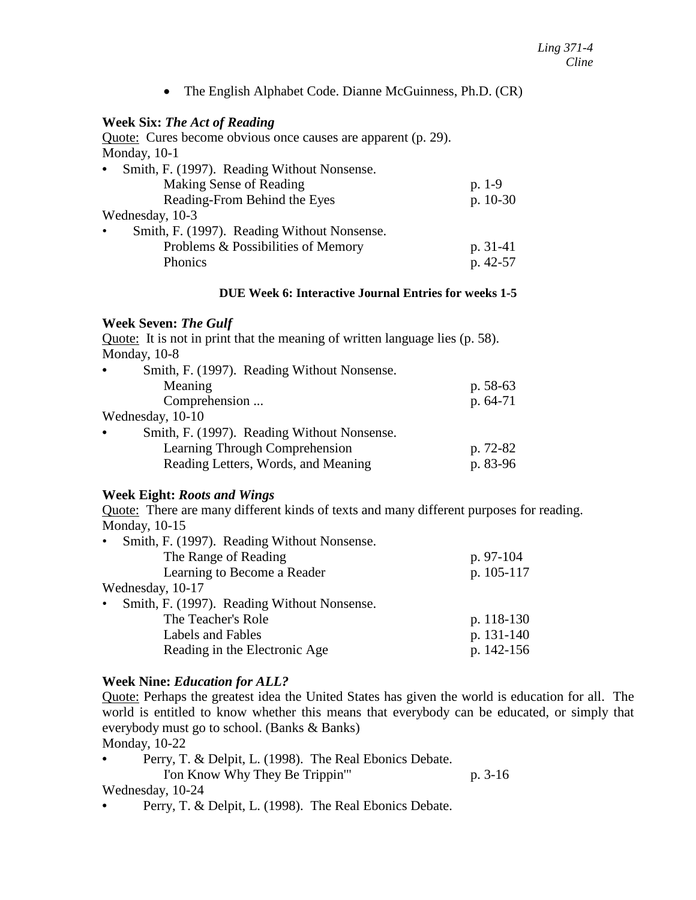- The English Alphabet Code. Dianne McGuinness, Ph.D. (CR)

**Week Six:** ***The Act of Reading***

Quote: Cures become obvious once causes are apparent (p. 29).

Monday, 10-1

- Smith, F. (1997). Reading Without Nonsense.
  - Making Sense of Reading — p. 1-9
  - Reading-From Behind the Eyes — p. 10-30

Wednesday, 10-3

- Smith, F. (1997). Reading Without Nonsense.
  - Problems & Possibilities of Memory — p. 31-41
  - Phonics — p. 42-57

**DUE Week 6: Interactive Journal Entries for weeks 1-5**

**Week Seven:** ***The Gulf***

Quote: It is not in print that the meaning of written language lies (p. 58).

Monday, 10-8

- Smith, F. (1997). Reading Without Nonsense.
  - Meaning — p. 58-63
  - Comprehension ... — p. 64-71

Wednesday, 10-10

- Smith, F. (1997). Reading Without Nonsense.
  - Learning Through Comprehension — p. 72-82
  - Reading Letters, Words, and Meaning — p. 83-96

**Week Eight:** ***Roots and Wings***

Quote: There are many different kinds of texts and many different purposes for reading.

Monday, 10-15

- Smith, F. (1997). Reading Without Nonsense.
  - The Range of Reading — p. 97-104
  - Learning to Become a Reader — p. 105-117

Wednesday, 10-17

- Smith, F. (1997). Reading Without Nonsense.
  - The Teacher's Role — p. 118-130
  - Labels and Fables — p. 131-140
  - Reading in the Electronic Age — p. 142-156

**Week Nine:** ***Education for ALL?***

Quote: Perhaps the greatest idea the United States has given the world is education for all. The world is entitled to know whether this means that everybody can be educated, or simply that everybody must go to school. (Banks & Banks)

Monday, 10-22

- Perry, T. & Delpit, L. (1998). The Real Ebonics Debate.
  - I'on Know Why They Be Trippin'" — p. 3-16

Wednesday, 10-24

- Perry, T. & Delpit, L. (1998). The Real Ebonics Debate.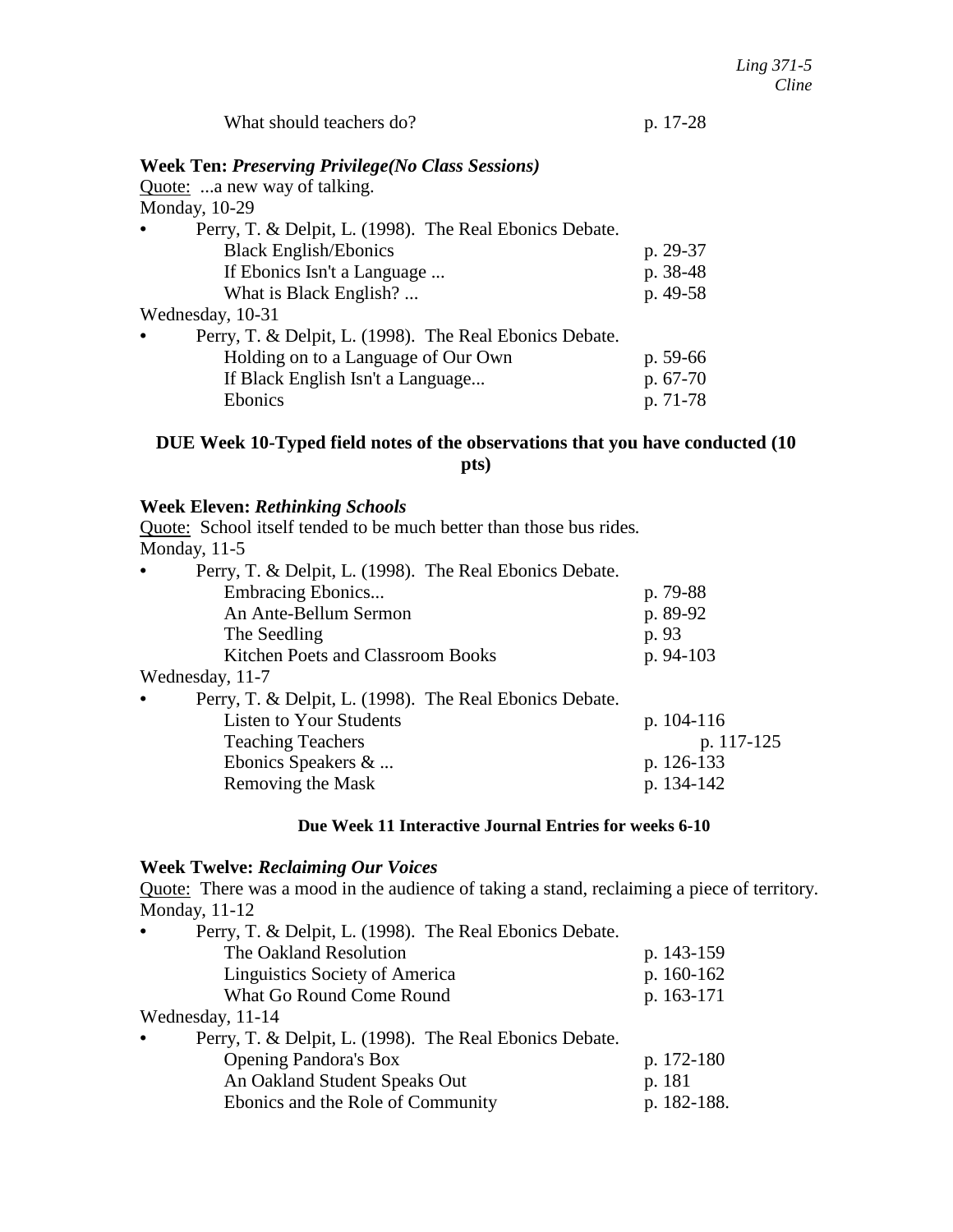What should teachers do? p. 17-28

**Week Ten: *Preserving Privilege(No Class Sessions)***

Quote: ...a new way of talking.

Monday, 10-29

- Perry, T. & Delpit, L. (1998). The Real Ebonics Debate.
  - Black English/Ebonics p. 29-37
  - If Ebonics Isn't a Language ... p. 38-48
  - What is Black English? ... p. 49-58

Wednesday, 10-31

- Perry, T. & Delpit, L. (1998). The Real Ebonics Debate.
  - Holding on to a Language of Our Own p. 59-66
  - If Black English Isn't a Language... p. 67-70
  - Ebonics p. 71-78

**DUE Week 10-Typed field notes of the observations that you have conducted (10 pts)**

**Week Eleven: *Rethinking Schools***

Quote: School itself tended to be much better than those bus rides.

Monday, 11-5

- Perry, T. & Delpit, L. (1998). The Real Ebonics Debate.
  - Embracing Ebonics... p. 79-88
  - An Ante-Bellum Sermon p. 89-92
  - The Seedling p. 93
  - Kitchen Poets and Classroom Books p. 94-103

Wednesday, 11-7

- Perry, T. & Delpit, L. (1998). The Real Ebonics Debate.
  - Listen to Your Students p. 104-116
  - Teaching Teachers p. 117-125
  - Ebonics Speakers & ... p. 126-133
  - Removing the Mask p. 134-142

**Due Week 11 Interactive Journal Entries for weeks 6-10**

**Week Twelve: *Reclaiming Our Voices***

Quote: There was a mood in the audience of taking a stand, reclaiming a piece of territory.

Monday, 11-12

- Perry, T. & Delpit, L. (1998). The Real Ebonics Debate.
  - The Oakland Resolution p. 143-159
  - Linguistics Society of America p. 160-162
  - What Go Round Come Round p. 163-171

Wednesday, 11-14

- Perry, T. & Delpit, L. (1998). The Real Ebonics Debate.
  - Opening Pandora's Box p. 172-180
  - An Oakland Student Speaks Out p. 181
  - Ebonics and the Role of Community p. 182-188.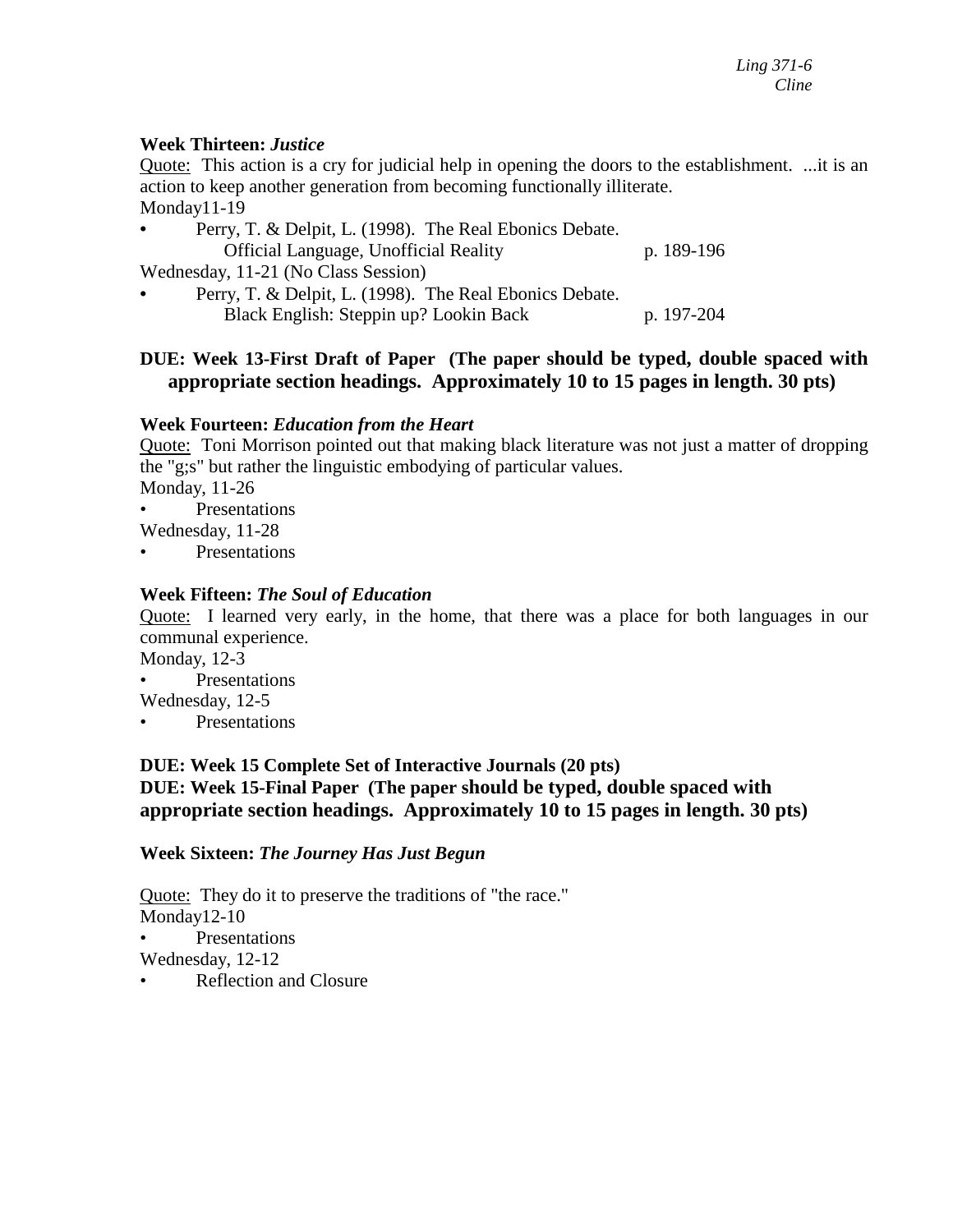**Week Thirteen:** ***Justice***

Quote: This action is a cry for judicial help in opening the doors to the establishment. ...it is an action to keep another generation from becoming functionally illiterate.

Monday11-19

- Perry, T. & Delpit, L. (1998). The Real Ebonics Debate.
  Official Language, Unofficial Reality p. 189-196

Wednesday, 11-21 (No Class Session)

- Perry, T. & Delpit, L. (1998). The Real Ebonics Debate.
  Black English: Steppin up? Lookin Back p. 197-204

**DUE: Week 13-First Draft of Paper (The paper should be typed, double spaced with appropriate section headings. Approximately 10 to 15 pages in length. 30 pts)**

**Week Fourteen:** ***Education from the Heart***

Quote: Toni Morrison pointed out that making black literature was not just a matter of dropping the "g;s" but rather the linguistic embodying of particular values.

Monday, 11-26

- Presentations

Wednesday, 11-28

- Presentations

**Week Fifteen:** ***The Soul of Education***

Quote: I learned very early, in the home, that there was a place for both languages in our communal experience.

Monday, 12-3

- Presentations

Wednesday, 12-5

- Presentations

**DUE: Week 15 Complete Set of Interactive Journals (20 pts)**
**DUE: Week 15-Final Paper (The paper should be typed, double spaced with appropriate section headings. Approximately 10 to 15 pages in length. 30 pts)**

**Week Sixteen:** ***The Journey Has Just Begun***

Quote: They do it to preserve the traditions of "the race."

Monday12-10

- Presentations

Wednesday, 12-12

- Reflection and Closure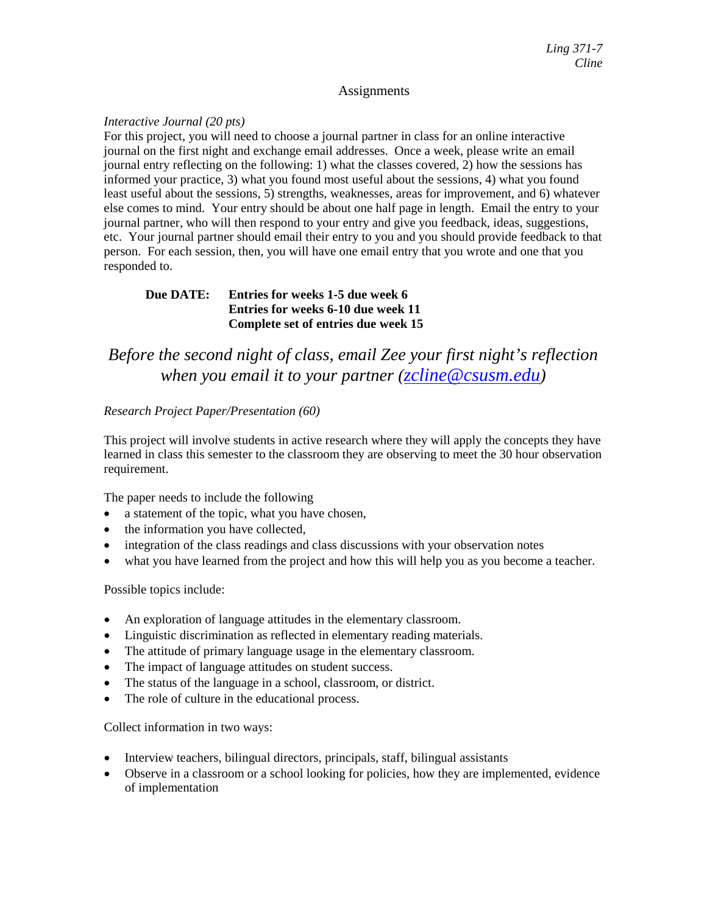*Ling 371-7*
*Cline*

## Assignments

*Interactive Journal (20 pts)*

For this project, you will need to choose a journal partner in class for an online interactive journal on the first night and exchange email addresses. Once a week, please write an email journal entry reflecting on the following: 1) what the classes covered, 2) how the sessions has informed your practice, 3) what you found most useful about the sessions, 4) what you found least useful about the sessions, 5) strengths, weaknesses, areas for improvement, and 6) whatever else comes to mind. Your entry should be about one half page in length. Email the entry to your journal partner, who will then respond to your entry and give you feedback, ideas, suggestions, etc. Your journal partner should email their entry to you and you should provide feedback to that person. For each session, then, you will have one email entry that you wrote and one that you responded to.

**Due DATE: Entries for weeks 1-5 due week 6**
**Entries for weeks 6-10 due week 11**
**Complete set of entries due week 15**

*Before the second night of class, email Zee your first night's reflection when you email it to your partner (zcline@csusm.edu)*

*Research Project Paper/Presentation (60)*

This project will involve students in active research where they will apply the concepts they have learned in class this semester to the classroom they are observing to meet the 30 hour observation requirement.

The paper needs to include the following

- a statement of the topic, what you have chosen,
- the information you have collected,
- integration of the class readings and class discussions with your observation notes
- what you have learned from the project and how this will help you as you become a teacher.

Possible topics include:

- An exploration of language attitudes in the elementary classroom.
- Linguistic discrimination as reflected in elementary reading materials.
- The attitude of primary language usage in the elementary classroom.
- The impact of language attitudes on student success.
- The status of the language in a school, classroom, or district.
- The role of culture in the educational process.

Collect information in two ways:

- Interview teachers, bilingual directors, principals, staff, bilingual assistants
- Observe in a classroom or a school looking for policies, how they are implemented, evidence of implementation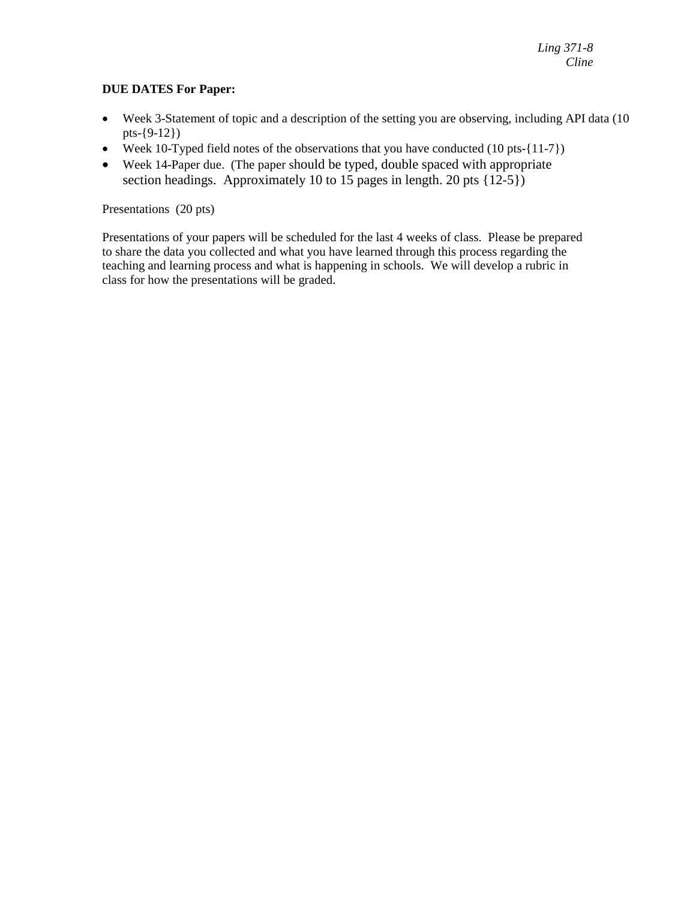**DUE DATES For Paper:**

- Week 3-Statement of topic and a description of the setting you are observing, including API data (10 pts-{9-12})
- Week 10-Typed field notes of the observations that you have conducted (10 pts-{11-7})
- Week 14-Paper due. (The paper should be typed, double spaced with appropriate section headings. Approximately 10 to 15 pages in length. 20 pts {12-5})

Presentations (20 pts)

Presentations of your papers will be scheduled for the last 4 weeks of class. Please be prepared to share the data you collected and what you have learned through this process regarding the teaching and learning process and what is happening in schools. We will develop a rubric in class for how the presentations will be graded.